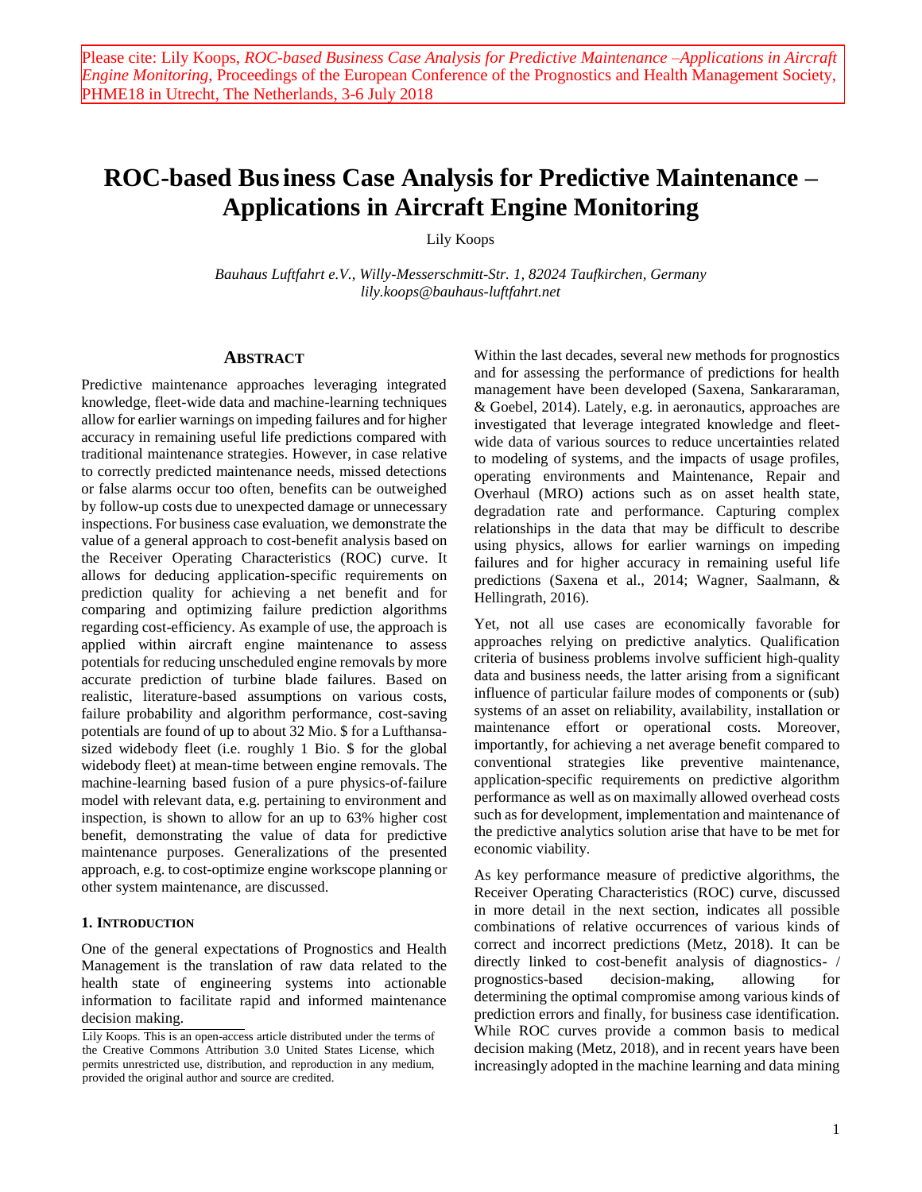Please cite: Lily Koops, *ROC-based Business Case Analysis for Predictive Maintenance –Applications in Aircraft Engine Monitoring*, Proceedings of the European Conference of the Prognostics and Health Management Society, PHME18 in Utrecht, The Netherlands, 3-6 July 2018

# ROC-based Business Case Analysis for Predictive Maintenance – Applications in Aircraft Engine Monitoring

Lily Koops

*Bauhaus Luftfahrt e.V., Willy-Messerschmitt-Str. 1, 82024 Taufkirchen, Germany*
*lily.koops@bauhaus-luftfahrt.net*

## ABSTRACT

Predictive maintenance approaches leveraging integrated knowledge, fleet-wide data and machine-learning techniques allow for earlier warnings on impeding failures and for higher accuracy in remaining useful life predictions compared with traditional maintenance strategies. However, in case relative to correctly predicted maintenance needs, missed detections or false alarms occur too often, benefits can be outweighed by follow-up costs due to unexpected damage or unnecessary inspections. For business case evaluation, we demonstrate the value of a general approach to cost-benefit analysis based on the Receiver Operating Characteristics (ROC) curve. It allows for deducing application-specific requirements on prediction quality for achieving a net benefit and for comparing and optimizing failure prediction algorithms regarding cost-efficiency. As example of use, the approach is applied within aircraft engine maintenance to assess potentials for reducing unscheduled engine removals by more accurate prediction of turbine blade failures. Based on realistic, literature-based assumptions on various costs, failure probability and algorithm performance, cost-saving potentials are found of up to about 32 Mio. $ for a Lufthansa-sized widebody fleet (i.e. roughly 1 Bio. $ for the global widebody fleet) at mean-time between engine removals. The machine-learning based fusion of a pure physics-of-failure model with relevant data, e.g. pertaining to environment and inspection, is shown to allow for an up to 63% higher cost benefit, demonstrating the value of data for predictive maintenance purposes. Generalizations of the presented approach, e.g. to cost-optimize engine workscope planning or other system maintenance, are discussed.

## 1. INTRODUCTION

One of the general expectations of Prognostics and Health Management is the translation of raw data related to the health state of engineering systems into actionable information to facilitate rapid and informed maintenance decision making.

Within the last decades, several new methods for prognostics and for assessing the performance of predictions for health management have been developed (Saxena, Sankararaman, & Goebel, 2014). Lately, e.g. in aeronautics, approaches are investigated that leverage integrated knowledge and fleet-wide data of various sources to reduce uncertainties related to modeling of systems, and the impacts of usage profiles, operating environments and Maintenance, Repair and Overhaul (MRO) actions such as on asset health state, degradation rate and performance. Capturing complex relationships in the data that may be difficult to describe using physics, allows for earlier warnings on impeding failures and for higher accuracy in remaining useful life predictions (Saxena et al., 2014; Wagner, Saalmann, & Hellingrath, 2016).

Yet, not all use cases are economically favorable for approaches relying on predictive analytics. Qualification criteria of business problems involve sufficient high-quality data and business needs, the latter arising from a significant influence of particular failure modes of components or (sub) systems of an asset on reliability, availability, installation or maintenance effort or operational costs. Moreover, importantly, for achieving a net average benefit compared to conventional strategies like preventive maintenance, application-specific requirements on predictive algorithm performance as well as on maximally allowed overhead costs such as for development, implementation and maintenance of the predictive analytics solution arise that have to be met for economic viability.

As key performance measure of predictive algorithms, the Receiver Operating Characteristics (ROC) curve, discussed in more detail in the next section, indicates all possible combinations of relative occurrences of various kinds of correct and incorrect predictions (Metz, 2018). It can be directly linked to cost-benefit analysis of diagnostics- / prognostics-based decision-making, allowing for determining the optimal compromise among various kinds of prediction errors and finally, for business case identification. While ROC curves provide a common basis to medical decision making (Metz, 2018), and in recent years have been increasingly adopted in the machine learning and data mining

Lily Koops. This is an open-access article distributed under the terms of the Creative Commons Attribution 3.0 United States License, which permits unrestricted use, distribution, and reproduction in any medium, provided the original author and source are credited.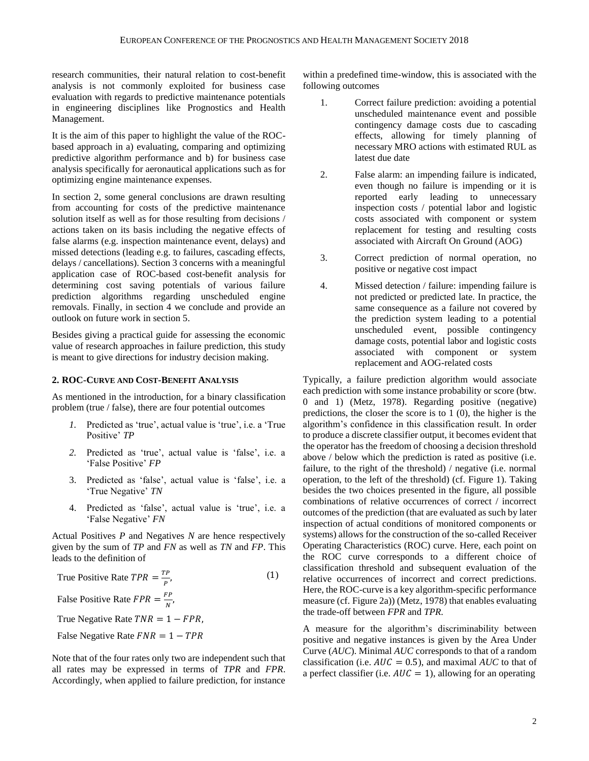research communities, their natural relation to cost-benefit analysis is not commonly exploited for business case evaluation with regards to predictive maintenance potentials in engineering disciplines like Prognostics and Health Management.

It is the aim of this paper to highlight the value of the ROC-based approach in a) evaluating, comparing and optimizing predictive algorithm performance and b) for business case analysis specifically for aeronautical applications such as for optimizing engine maintenance expenses.

In section 2, some general conclusions are drawn resulting from accounting for costs of the predictive maintenance solution itself as well as for those resulting from decisions / actions taken on its basis including the negative effects of false alarms (e.g. inspection maintenance event, delays) and missed detections (leading e.g. to failures, cascading effects, delays / cancellations). Section 3 concerns with a meaningful application case of ROC-based cost-benefit analysis for determining cost saving potentials of various failure prediction algorithms regarding unscheduled engine removals. Finally, in section 4 we conclude and provide an outlook on future work in section 5.

Besides giving a practical guide for assessing the economic value of research approaches in failure prediction, this study is meant to give directions for industry decision making.

## 2. ROC-Curve and Cost-Benefit Analysis

As mentioned in the introduction, for a binary classification problem (true / false), there are four potential outcomes

1. Predicted as 'true', actual value is 'true', i.e. a 'True Positive' *TP*
2. Predicted as 'true', actual value is 'false', i.e. a 'False Positive' *FP*
3. Predicted as 'false', actual value is 'false', i.e. a 'True Negative' *TN*
4. Predicted as 'false', actual value is 'true', i.e. a 'False Negative' *FN*

Actual Positives *P* and Negatives *N* are hence respectively given by the sum of *TP* and *FN* as well as *TN* and *FP*. This leads to the definition of

$$\text{True Positive Rate } TPR = \frac{TP}{P}, \tag{1}$$

$$\text{False Positive Rate } FPR = \frac{FP}{N},$$

$$\text{True Negative Rate } TNR = 1 - FPR,$$

$$\text{False Negative Rate } FNR = 1 - TPR$$

Note that of the four rates only two are independent such that all rates may be expressed in terms of *TPR* and *FPR*. Accordingly, when applied to failure prediction, for instance within a predefined time-window, this is associated with the following outcomes

1. Correct failure prediction: avoiding a potential unscheduled maintenance event and possible contingency damage costs due to cascading effects, allowing for timely planning of necessary MRO actions with estimated RUL as latest due date
2. False alarm: an impending failure is indicated, even though no failure is impending or it is reported early leading to unnecessary inspection costs / potential labor and logistic costs associated with component or system replacement for testing and resulting costs associated with Aircraft On Ground (AOG)
3. Correct prediction of normal operation, no positive or negative cost impact
4. Missed detection / failure: impending failure is not predicted or predicted late. In practice, the same consequence as a failure not covered by the prediction system leading to a potential unscheduled event, possible contingency damage costs, potential labor and logistic costs associated with component or system replacement and AOG-related costs

Typically, a failure prediction algorithm would associate each prediction with some instance probability or score (btw. 0 and 1) (Metz, 1978). Regarding positive (negative) predictions, the closer the score is to 1 (0), the higher is the algorithm's confidence in this classification result. In order to produce a discrete classifier output, it becomes evident that the operator has the freedom of choosing a decision threshold above / below which the prediction is rated as positive (i.e. failure, to the right of the threshold) / negative (i.e. normal operation, to the left of the threshold) (cf. Figure 1). Taking besides the two choices presented in the figure, all possible combinations of relative occurrences of correct / incorrect outcomes of the prediction (that are evaluated as such by later inspection of actual conditions of monitored components or systems) allows for the construction of the so-called Receiver Operating Characteristics (ROC) curve. Here, each point on the ROC curve corresponds to a different choice of classification threshold and subsequent evaluation of the relative occurrences of incorrect and correct predictions. Here, the ROC-curve is a key algorithm-specific performance measure (cf. Figure 2a)) (Metz, 1978) that enables evaluating the trade-off between *FPR* and *TPR.*

A measure for the algorithm's discriminability between positive and negative instances is given by the Area Under Curve (*AUC*). Minimal *AUC* corresponds to that of a random classification (i.e. $AUC = 0.5$), and maximal *AUC* to that of a perfect classifier (i.e. $AUC = 1$), allowing for an operating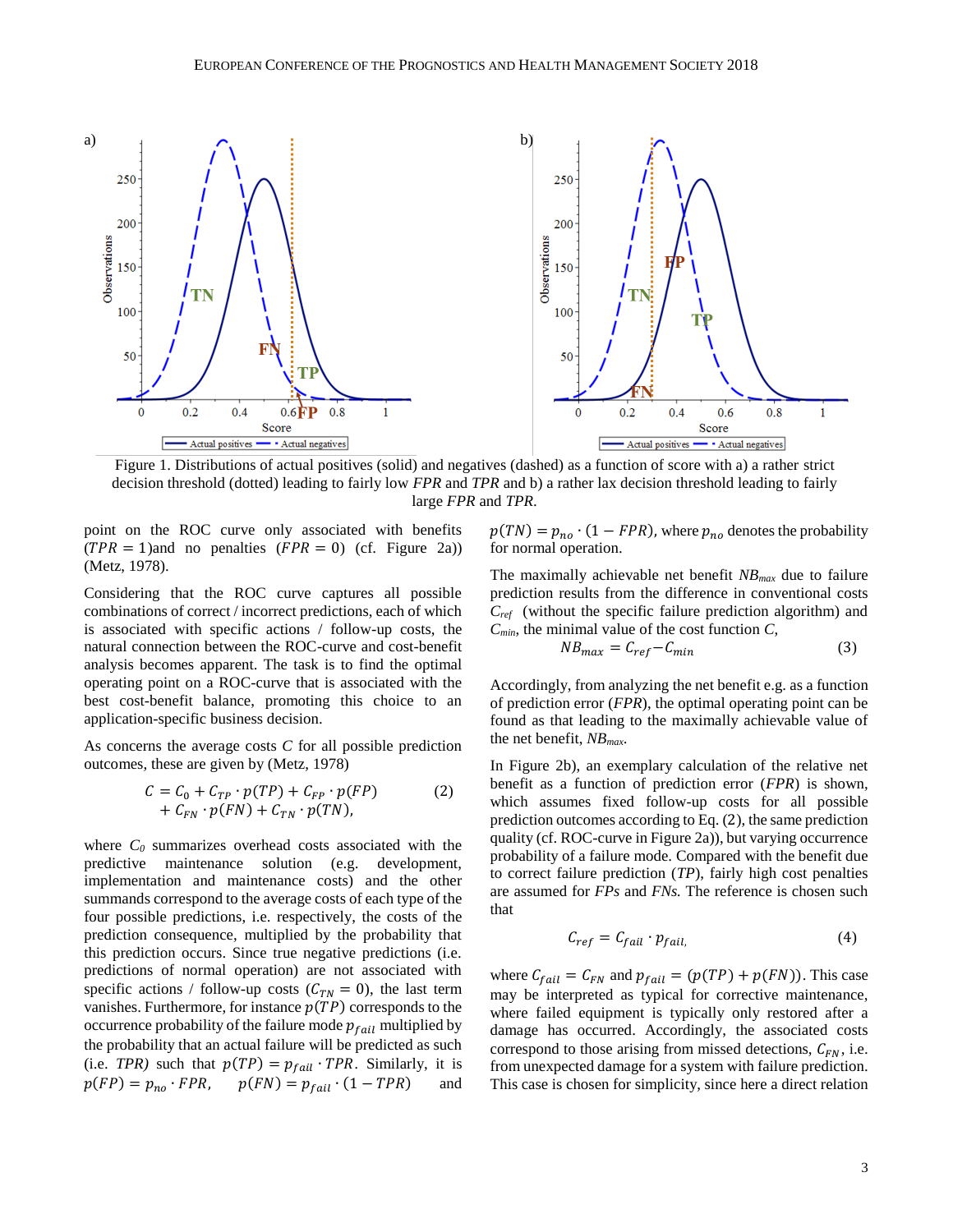Figure 1. Distributions of actual positives (solid) and negatives (dashed) as a function of score with a) a rather strict decision threshold (dotted) leading to fairly low *FPR* and *TPR* and b) a rather lax decision threshold leading to fairly large *FPR* and *TPR*.

point on the ROC curve only associated with benefits ($TPR = 1$)and no penalties ($FPR = 0$) (cf. Figure 2a)) (Metz, 1978).

Considering that the ROC curve captures all possible combinations of correct / incorrect predictions, each of which is associated with specific actions / follow-up costs, the natural connection between the ROC-curve and cost-benefit analysis becomes apparent. The task is to find the optimal operating point on a ROC-curve that is associated with the best cost-benefit balance, promoting this choice to an application-specific business decision.

As concerns the average costs *C* for all possible prediction outcomes, these are given by (Metz, 1978)

$$C = C_0 + C_{TP} \cdot p(TP) + C_{FP} \cdot p(FP) + C_{FN} \cdot p(FN) + C_{TN} \cdot p(TN), \tag{2}$$

where $C_0$ summarizes overhead costs associated with the predictive maintenance solution (e.g. development, implementation and maintenance costs) and the other summands correspond to the average costs of each type of the four possible predictions, i.e. respectively, the costs of the prediction consequence, multiplied by the probability that this prediction occurs. Since true negative predictions (i.e. predictions of normal operation) are not associated with specific actions / follow-up costs ($C_{TN} = 0$), the last term vanishes. Furthermore, for instance $p(TP)$ corresponds to the occurrence probability of the failure mode $p_{fail}$ multiplied by the probability that an actual failure will be predicted as such (i.e. *TPR)* such that $p(TP) = p_{fail} \cdot TPR$. Similarly, it is $p(FP) = p_{no} \cdot FPR$, $p(FN) = p_{fail} \cdot (1 - TPR)$ and $p(TN) = p_{no} \cdot (1 - FPR)$, where $p_{no}$ denotes the probability for normal operation.

The maximally achievable net benefit $NB_{max}$ due to failure prediction results from the difference in conventional costs $C_{ref}$ (without the specific failure prediction algorithm) and $C_{min}$, the minimal value of the cost function *C*,

$$NB_{max} = C_{ref} - C_{min} \tag{3}$$

Accordingly, from analyzing the net benefit e.g. as a function of prediction error (*FPR*), the optimal operating point can be found as that leading to the maximally achievable value of the net benefit, $NB_{max}$.

In Figure 2b), an exemplary calculation of the relative net benefit as a function of prediction error (*FPR*) is shown, which assumes fixed follow-up costs for all possible prediction outcomes according to Eq. (2), the same prediction quality (cf. ROC-curve in Figure 2a)), but varying occurrence probability of a failure mode. Compared with the benefit due to correct failure prediction (*TP*), fairly high cost penalties are assumed for *FPs* and *FNs.* The reference is chosen such that

$$C_{ref} = C_{fail} \cdot p_{fail,} \tag{4}$$

where $C_{fail} = C_{FN}$ and $p_{fail} = (p(TP) + p(FN))$. This case may be interpreted as typical for corrective maintenance, where failed equipment is typically only restored after a damage has occurred. Accordingly, the associated costs correspond to those arising from missed detections, $C_{FN}$, i.e. from unexpected damage for a system with failure prediction. This case is chosen for simplicity, since here a direct relation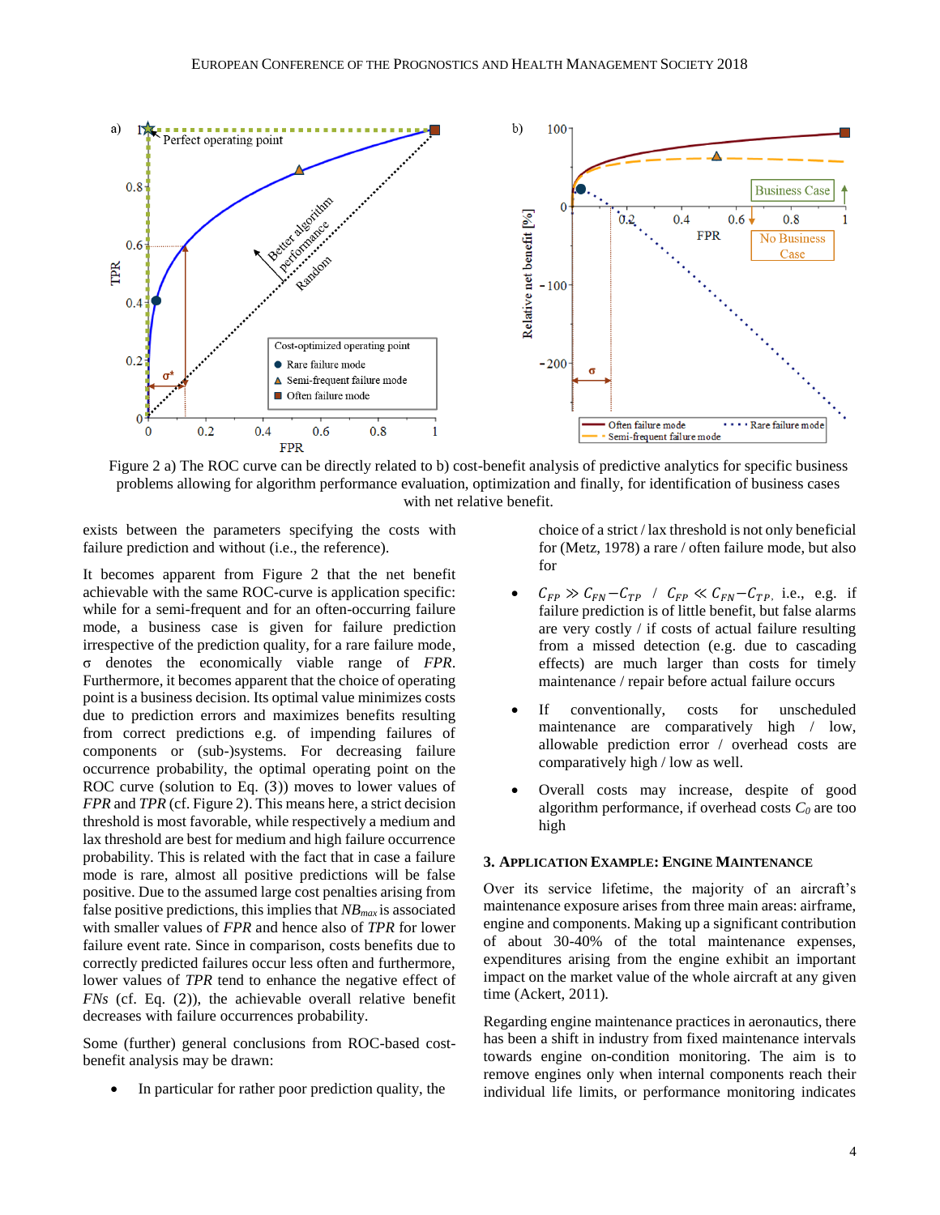Figure 2 a) The ROC curve can be directly related to b) cost-benefit analysis of predictive analytics for specific business problems allowing for algorithm performance evaluation, optimization and finally, for identification of business cases with net relative benefit.

exists between the parameters specifying the costs with failure prediction and without (i.e., the reference).

It becomes apparent from Figure 2 that the net benefit achievable with the same ROC-curve is application specific: while for a semi-frequent and for an often-occurring failure mode, a business case is given for failure prediction irrespective of the prediction quality, for a rare failure mode, σ denotes the economically viable range of *FPR*. Furthermore, it becomes apparent that the choice of operating point is a business decision. Its optimal value minimizes costs due to prediction errors and maximizes benefits resulting from correct predictions e.g. of impending failures of components or (sub-)systems. For decreasing failure occurrence probability, the optimal operating point on the ROC curve (solution to Eq. (3)) moves to lower values of *FPR* and *TPR* (cf. Figure 2). This means here, a strict decision threshold is most favorable, while respectively a medium and lax threshold are best for medium and high failure occurrence probability. This is related with the fact that in case a failure mode is rare, almost all positive predictions will be false positive. Due to the assumed large cost penalties arising from false positive predictions, this implies that $NB_{max}$ is associated with smaller values of *FPR* and hence also of *TPR* for lower failure event rate. Since in comparison, costs benefits due to correctly predicted failures occur less often and furthermore, lower values of *TPR* tend to enhance the negative effect of *FNs* (cf. Eq. (2)), the achievable overall relative benefit decreases with failure occurrences probability.

Some (further) general conclusions from ROC-based cost-benefit analysis may be drawn:

- In particular for rather poor prediction quality, the choice of a strict / lax threshold is not only beneficial for (Metz, 1978) a rare / often failure mode, but also for
- $C_{FP} \gg C_{FN} - C_{TP}$ / $C_{FP} \ll C_{FN} - C_{TP}$, i.e., e.g. if failure prediction is of little benefit, but false alarms are very costly / if costs of actual failure resulting from a missed detection (e.g. due to cascading effects) are much larger than costs for timely maintenance / repair before actual failure occurs
- If conventionally, costs for unscheduled maintenance are comparatively high / low, allowable prediction error / overhead costs are comparatively high / low as well.
- Overall costs may increase, despite of good algorithm performance, if overhead costs $C_0$ are too high

## 3. Application Example: Engine Maintenance

Over its service lifetime, the majority of an aircraft's maintenance exposure arises from three main areas: airframe, engine and components. Making up a significant contribution of about 30-40% of the total maintenance expenses, expenditures arising from the engine exhibit an important impact on the market value of the whole aircraft at any given time (Ackert, 2011).

Regarding engine maintenance practices in aeronautics, there has been a shift in industry from fixed maintenance intervals towards engine on-condition monitoring. The aim is to remove engines only when internal components reach their individual life limits, or performance monitoring indicates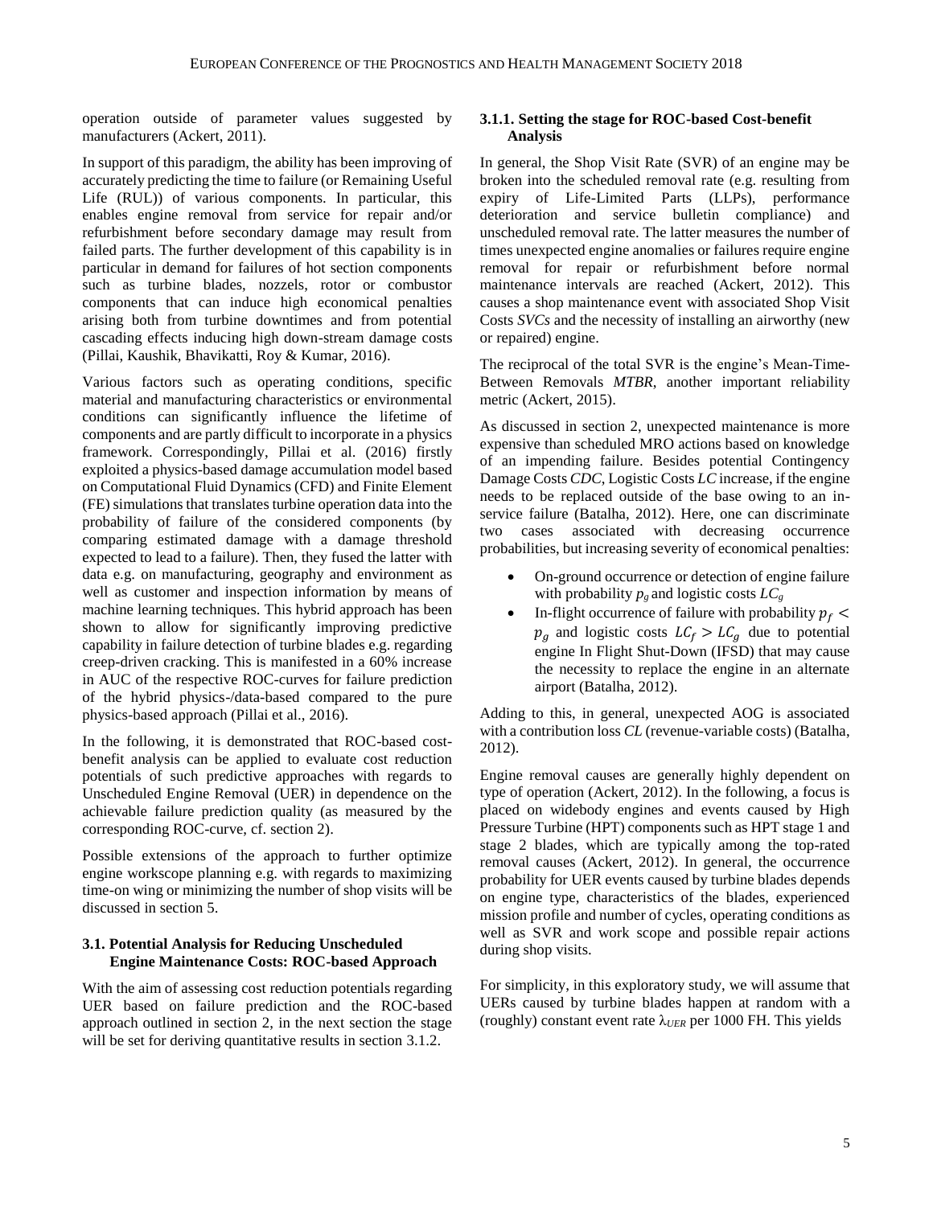operation outside of parameter values suggested by manufacturers (Ackert, 2011).

In support of this paradigm, the ability has been improving of accurately predicting the time to failure (or Remaining Useful Life (RUL)) of various components. In particular, this enables engine removal from service for repair and/or refurbishment before secondary damage may result from failed parts. The further development of this capability is in particular in demand for failures of hot section components such as turbine blades, nozzels, rotor or combustor components that can induce high economical penalties arising both from turbine downtimes and from potential cascading effects inducing high down-stream damage costs (Pillai, Kaushik, Bhavikatti, Roy & Kumar, 2016).

Various factors such as operating conditions, specific material and manufacturing characteristics or environmental conditions can significantly influence the lifetime of components and are partly difficult to incorporate in a physics framework. Correspondingly, Pillai et al. (2016) firstly exploited a physics-based damage accumulation model based on Computational Fluid Dynamics (CFD) and Finite Element (FE) simulations that translates turbine operation data into the probability of failure of the considered components (by comparing estimated damage with a damage threshold expected to lead to a failure). Then, they fused the latter with data e.g. on manufacturing, geography and environment as well as customer and inspection information by means of machine learning techniques. This hybrid approach has been shown to allow for significantly improving predictive capability in failure detection of turbine blades e.g. regarding creep-driven cracking. This is manifested in a 60% increase in AUC of the respective ROC-curves for failure prediction of the hybrid physics-/data-based compared to the pure physics-based approach (Pillai et al., 2016).

In the following, it is demonstrated that ROC-based cost-benefit analysis can be applied to evaluate cost reduction potentials of such predictive approaches with regards to Unscheduled Engine Removal (UER) in dependence on the achievable failure prediction quality (as measured by the corresponding ROC-curve, cf. section 2).

Possible extensions of the approach to further optimize engine workscope planning e.g. with regards to maximizing time-on wing or minimizing the number of shop visits will be discussed in section 5.

### 3.1. Potential Analysis for Reducing Unscheduled Engine Maintenance Costs: ROC-based Approach

With the aim of assessing cost reduction potentials regarding UER based on failure prediction and the ROC-based approach outlined in section 2, in the next section the stage will be set for deriving quantitative results in section 3.1.2.

#### 3.1.1. Setting the stage for ROC-based Cost-benefit Analysis

In general, the Shop Visit Rate (SVR) of an engine may be broken into the scheduled removal rate (e.g. resulting from expiry of Life-Limited Parts (LLPs), performance deterioration and service bulletin compliance) and unscheduled removal rate. The latter measures the number of times unexpected engine anomalies or failures require engine removal for repair or refurbishment before normal maintenance intervals are reached (Ackert, 2012). This causes a shop maintenance event with associated Shop Visit Costs *SVCs* and the necessity of installing an airworthy (new or repaired) engine.

The reciprocal of the total SVR is the engine's Mean-Time-Between Removals *MTBR*, another important reliability metric (Ackert, 2015).

As discussed in section 2, unexpected maintenance is more expensive than scheduled MRO actions based on knowledge of an impending failure. Besides potential Contingency Damage Costs *CDC*, Logistic Costs *LC* increase, if the engine needs to be replaced outside of the base owing to an in-service failure (Batalha, 2012). Here, one can discriminate two cases associated with decreasing occurrence probabilities, but increasing severity of economical penalties:

- On-ground occurrence or detection of engine failure with probability $p_g$ and logistic costs $LC_g$
- In-flight occurrence of failure with probability $p_f < p_g$ and logistic costs $LC_f > LC_g$ due to potential engine In Flight Shut-Down (IFSD) that may cause the necessity to replace the engine in an alternate airport (Batalha, 2012).

Adding to this, in general, unexpected AOG is associated with a contribution loss *CL* (revenue-variable costs) (Batalha, 2012).

Engine removal causes are generally highly dependent on type of operation (Ackert, 2012). In the following, a focus is placed on widebody engines and events caused by High Pressure Turbine (HPT) components such as HPT stage 1 and stage 2 blades, which are typically among the top-rated removal causes (Ackert, 2012). In general, the occurrence probability for UER events caused by turbine blades depends on engine type, characteristics of the blades, experienced mission profile and number of cycles, operating conditions as well as SVR and work scope and possible repair actions during shop visits.

For simplicity, in this exploratory study, we will assume that UERs caused by turbine blades happen at random with a (roughly) constant event rate $\lambda_{UER}$ per 1000 FH. This yields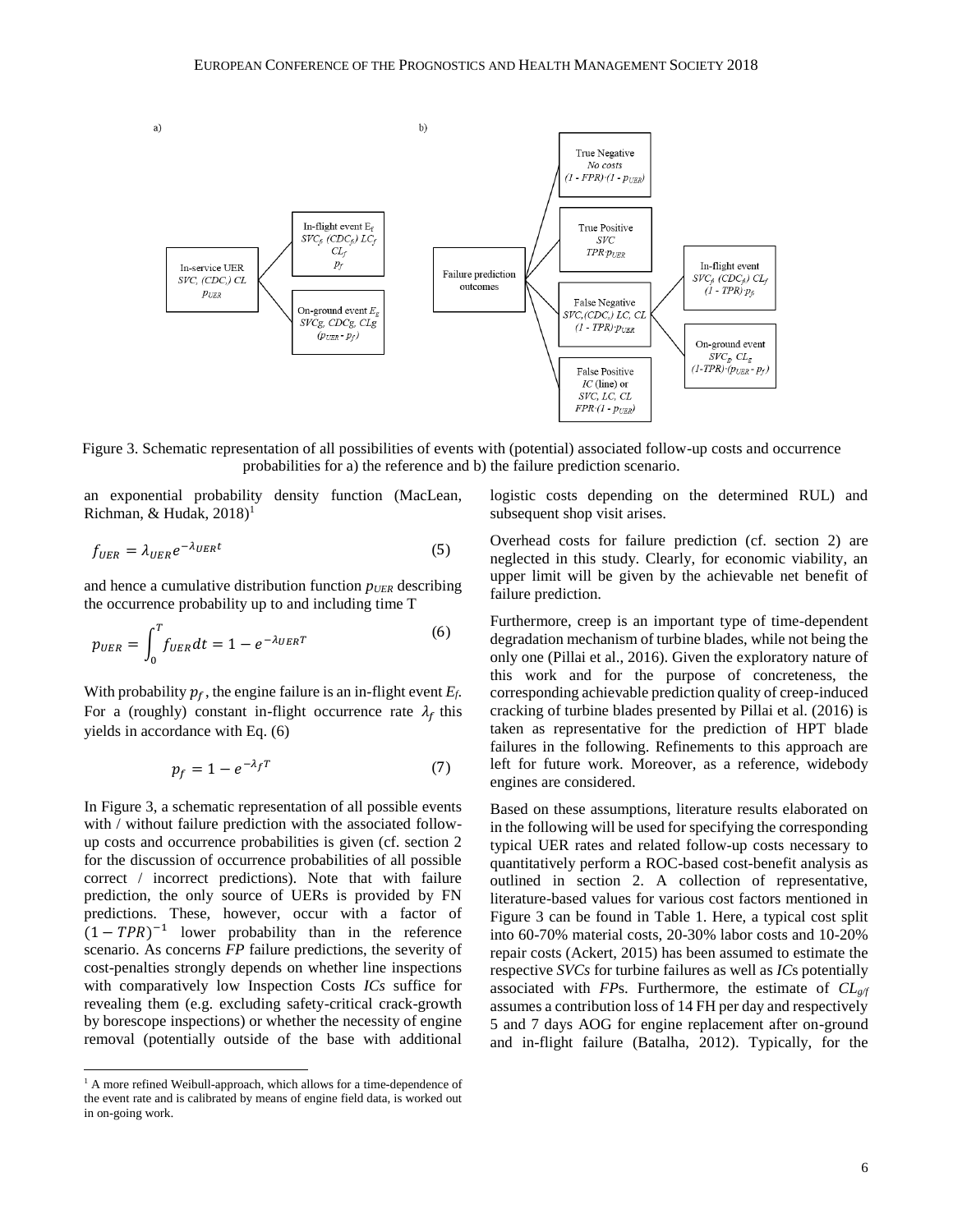Figure 3. Schematic representation of all possibilities of events with (potential) associated follow-up costs and occurrence probabilities for a) the reference and b) the failure prediction scenario.

an exponential probability density function (MacLean, Richman, & Hudak, 2018)[1]

$$f_{UER} = \lambda_{UER} e^{-\lambda_{UER} t} \tag{5}$$

and hence a cumulative distribution function $p_{UER}$ describing the occurrence probability up to and including time T

$$p_{UER} = \int_0^T f_{UER} dt = 1 - e^{-\lambda_{UER} T} \tag{6}$$

With probability $p_f$, the engine failure is an in-flight event $E_f$. For a (roughly) constant in-flight occurrence rate $\lambda_f$ this yields in accordance with Eq. (6)

$$p_f = 1 - e^{-\lambda_f T} \tag{7}$$

In Figure 3, a schematic representation of all possible events with / without failure prediction with the associated follow-up costs and occurrence probabilities is given (cf. section 2 for the discussion of occurrence probabilities of all possible correct / incorrect predictions). Note that with failure prediction, the only source of UERs is provided by FN predictions. These, however, occur with a factor of $(1 - TPR)^{-1}$ lower probability than in the reference scenario. As concerns *FP* failure predictions, the severity of cost-penalties strongly depends on whether line inspections with comparatively low Inspection Costs *ICs* suffice for revealing them (e.g. excluding safety-critical crack-growth by borescope inspections) or whether the necessity of engine removal (potentially outside of the base with additional logistic costs depending on the determined RUL) and subsequent shop visit arises.

Overhead costs for failure prediction (cf. section 2) are neglected in this study. Clearly, for economic viability, an upper limit will be given by the achievable net benefit of failure prediction.

Furthermore, creep is an important type of time-dependent degradation mechanism of turbine blades, while not being the only one (Pillai et al., 2016). Given the exploratory nature of this work and for the purpose of concreteness, the corresponding achievable prediction quality of creep-induced cracking of turbine blades presented by Pillai et al. (2016) is taken as representative for the prediction of HPT blade failures in the following. Refinements to this approach are left for future work. Moreover, as a reference, widebody engines are considered.

Based on these assumptions, literature results elaborated on in the following will be used for specifying the corresponding typical UER rates and related follow-up costs necessary to quantitatively perform a ROC-based cost-benefit analysis as outlined in section 2. A collection of representative, literature-based values for various cost factors mentioned in Figure 3 can be found in Table 1. Here, a typical cost split into 60-70% material costs, 20-30% labor costs and 10-20% repair costs (Ackert, 2015) has been assumed to estimate the respective *SVCs* for turbine failures as well as *ICs* potentially associated with *FP*s. Furthermore, the estimate of $CL_{g/f}$ assumes a contribution loss of 14 FH per day and respectively 5 and 7 days AOG for engine replacement after on-ground and in-flight failure (Batalha, 2012). Typically, for the

[1] A more refined Weibull-approach, which allows for a time-dependence of the event rate and is calibrated by means of engine field data, is worked out in on-going work.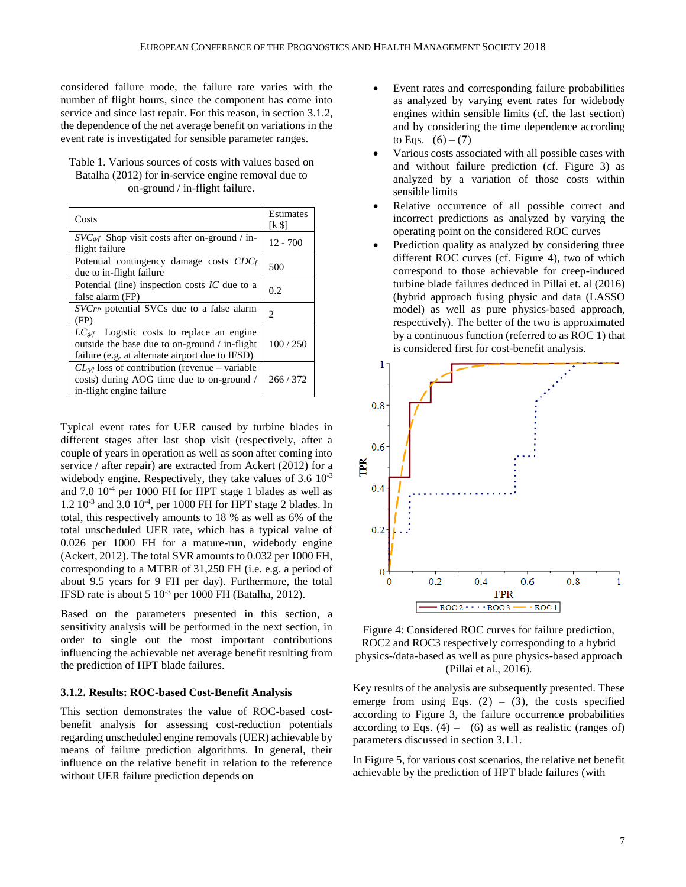considered failure mode, the failure rate varies with the number of flight hours, since the component has come into service and since last repair. For this reason, in section 3.1.2, the dependence of the net average benefit on variations in the event rate is investigated for sensible parameter ranges.

Table 1. Various sources of costs with values based on Batalha (2012) for in-service engine removal due to on-ground / in-flight failure.

| Costs | Estimates [k $] |
|---|---|
| $SVC_{g/f}$ Shop visit costs after on-ground / in-flight failure | 12 - 700 |
| Potential contingency damage costs $CDC_f$ due to in-flight failure | 500 |
| Potential (line) inspection costs $IC$ due to a false alarm (FP) | 0.2 |
| $SVC_{FP}$ potential SVCs due to a false alarm (FP) | 2 |
| $LC_{g/f}$ Logistic costs to replace an engine outside the base due to on-ground / in-flight failure (e.g. at alternate airport due to IFSD) | 100 / 250 |
| $CL_{g/f}$ loss of contribution (revenue – variable costs) during AOG time due to on-ground / in-flight engine failure | 266 / 372 |

Typical event rates for UER caused by turbine blades in different stages after last shop visit (respectively, after a couple of years in operation as well as soon after coming into service / after repair) are extracted from Ackert (2012) for a widebody engine. Respectively, they take values of 3.6 $10^{-3}$ and 7.0 $10^{-4}$ per 1000 FH for HPT stage 1 blades as well as 1.2 $10^{-3}$ and 3.0 $10^{-4}$, per 1000 FH for HPT stage 2 blades. In total, this respectively amounts to 18 % as well as 6% of the total unscheduled UER rate, which has a typical value of 0.026 per 1000 FH for a mature-run, widebody engine (Ackert, 2012). The total SVR amounts to 0.032 per 1000 FH, corresponding to a MTBR of 31,250 FH (i.e. e.g. a period of about 9.5 years for 9 FH per day). Furthermore, the total IFSD rate is about 5 $10^{-3}$ per 1000 FH (Batalha, 2012).

Based on the parameters presented in this section, a sensitivity analysis will be performed in the next section, in order to single out the most important contributions influencing the achievable net average benefit resulting from the prediction of HPT blade failures.

### 3.1.2. Results: ROC-based Cost-Benefit Analysis

This section demonstrates the value of ROC-based cost-benefit analysis for assessing cost-reduction potentials regarding unscheduled engine removals (UER) achievable by means of failure prediction algorithms. In general, their influence on the relative benefit in relation to the reference without UER failure prediction depends on

- Event rates and corresponding failure probabilities as analyzed by varying event rates for widebody engines within sensible limits (cf. the last section) and by considering the time dependence according to Eqs. (6) – (7)
- Various costs associated with all possible cases with and without failure prediction (cf. Figure 3) as analyzed by a variation of those costs within sensible limits
- Relative occurrence of all possible correct and incorrect predictions as analyzed by varying the operating point on the considered ROC curves
- Prediction quality as analyzed by considering three different ROC curves (cf. Figure 4), two of which correspond to those achievable for creep-induced turbine blade failures deduced in Pillai et. al (2016) (hybrid approach fusing physic and data (LASSO model) as well as pure physics-based approach, respectively). The better of the two is approximated by a continuous function (referred to as ROC 1) that is considered first for cost-benefit analysis.

Figure 4: Considered ROC curves for failure prediction, ROC2 and ROC3 respectively corresponding to a hybrid physics-/data-based as well as pure physics-based approach (Pillai et al., 2016).

Key results of the analysis are subsequently presented. These emerge from using Eqs. (2) – (3), the costs specified according to Figure 3, the failure occurrence probabilities according to Eqs. (4) – (6) as well as realistic (ranges of) parameters discussed in section 3.1.1.

In Figure 5, for various cost scenarios, the relative net benefit achievable by the prediction of HPT blade failures (with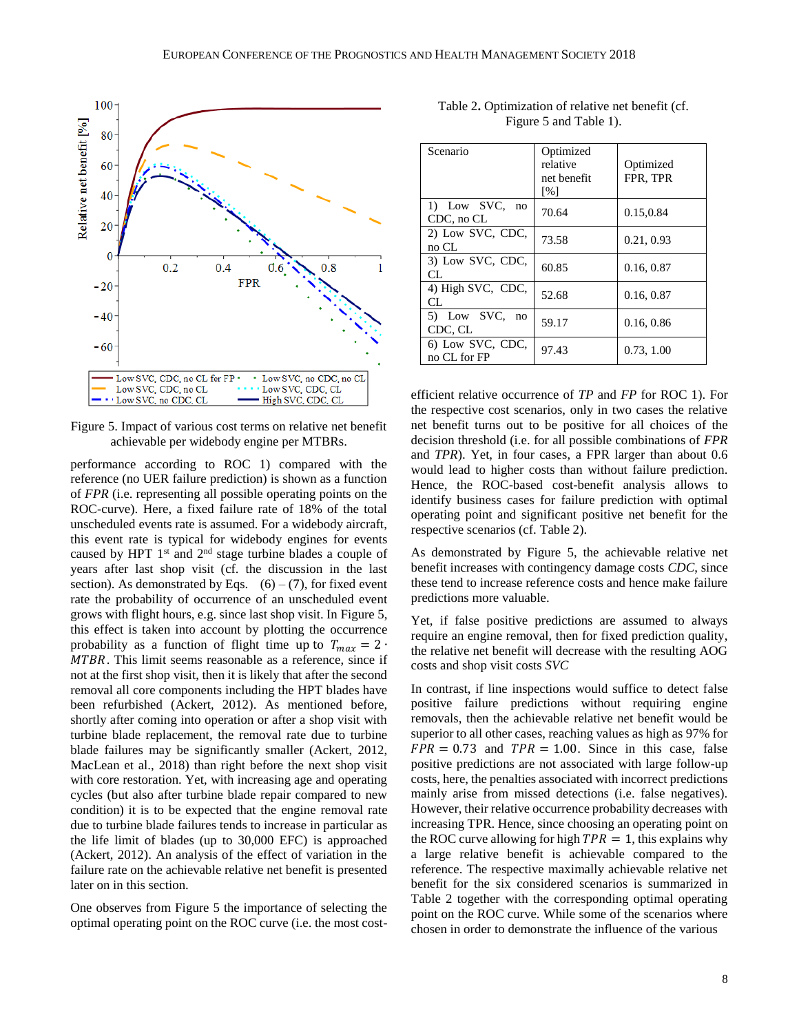Figure 5. Impact of various cost terms on relative net benefit achievable per widebody engine per MTBRs.

performance according to ROC 1) compared with the reference (no UER failure prediction) is shown as a function of *FPR* (i.e. representing all possible operating points on the ROC-curve). Here, a fixed failure rate of 18% of the total unscheduled events rate is assumed. For a widebody aircraft, this event rate is typical for widebody engines for events caused by HPT 1st and 2nd stage turbine blades a couple of years after last shop visit (cf. the discussion in the last section). As demonstrated by Eqs. (6) – (7), for fixed event rate the probability of occurrence of an unscheduled event grows with flight hours, e.g. since last shop visit. In Figure 5, this effect is taken into account by plotting the occurrence probability as a function of flight time up to $T_{max} = 2 \cdot MTBR$. This limit seems reasonable as a reference, since if not at the first shop visit, then it is likely that after the second removal all core components including the HPT blades have been refurbished (Ackert, 2012). As mentioned before, shortly after coming into operation or after a shop visit with turbine blade replacement, the removal rate due to turbine blade failures may be significantly smaller (Ackert, 2012, MacLean et al., 2018) than right before the next shop visit with core restoration. Yet, with increasing age and operating cycles (but also after turbine blade repair compared to new condition) it is to be expected that the engine removal rate due to turbine blade failures tends to increase in particular as the life limit of blades (up to 30,000 EFC) is approached (Ackert, 2012). An analysis of the effect of variation in the failure rate on the achievable relative net benefit is presented later on in this section.

One observes from Figure 5 the importance of selecting the optimal operating point on the ROC curve (i.e. the most cost-efficient relative occurrence of *TP* and *FP* for ROC 1). For the respective cost scenarios, only in two cases the relative net benefit turns out to be positive for all choices of the decision threshold (i.e. for all possible combinations of *FPR* and *TPR*). Yet, in four cases, a FPR larger than about 0.6 would lead to higher costs than without failure prediction. Hence, the ROC-based cost-benefit analysis allows to identify business cases for failure prediction with optimal operating point and significant positive net benefit for the respective scenarios (cf. Table 2).

Table 2. Optimization of relative net benefit (cf. Figure 5 and Table 1).

| Scenario | Optimized relative net benefit [%] | Optimized FPR, TPR |
|---|---|---|
| 1) Low SVC, no CDC, no CL | 70.64 | 0.15,0.84 |
| 2) Low SVC, CDC, no CL | 73.58 | 0.21, 0.93 |
| 3) Low SVC, CDC, CL | 60.85 | 0.16, 0.87 |
| 4) High SVC, CDC, CL | 52.68 | 0.16, 0.87 |
| 5) Low SVC, no CDC, CL | 59.17 | 0.16, 0.86 |
| 6) Low SVC, CDC, no CL for FP | 97.43 | 0.73, 1.00 |

As demonstrated by Figure 5, the achievable relative net benefit increases with contingency damage costs *CDC*, since these tend to increase reference costs and hence make failure predictions more valuable.

Yet, if false positive predictions are assumed to always require an engine removal, then for fixed prediction quality, the relative net benefit will decrease with the resulting AOG costs and shop visit costs *SVC*

In contrast, if line inspections would suffice to detect false positive failure predictions without requiring engine removals, then the achievable relative net benefit would be superior to all other cases, reaching values as high as 97% for $FPR = 0.73$ and $TPR = 1.00$. Since in this case, false positive predictions are not associated with large follow-up costs, here, the penalties associated with incorrect predictions mainly arise from missed detections (i.e. false negatives). However, their relative occurrence probability decreases with increasing TPR. Hence, since choosing an operating point on the ROC curve allowing for high $TPR = 1$, this explains why a large relative benefit is achievable compared to the reference. The respective maximally achievable relative net benefit for the six considered scenarios is summarized in Table 2 together with the corresponding optimal operating point on the ROC curve. While some of the scenarios where chosen in order to demonstrate the influence of the various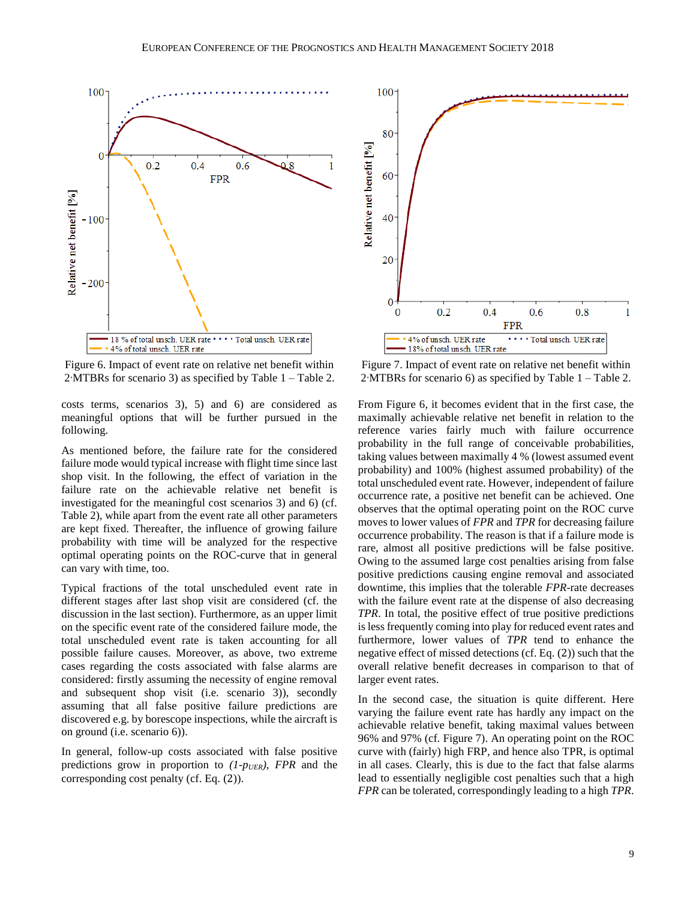Figure 6. Impact of event rate on relative net benefit within 2·MTBRs for scenario 3) as specified by Table 1 – Table 2.

Figure 7. Impact of event rate on relative net benefit within 2·MTBRs for scenario 6) as specified by Table 1 – Table 2.

costs terms, scenarios 3), 5) and 6) are considered as meaningful options that will be further pursued in the following.

As mentioned before, the failure rate for the considered failure mode would typical increase with flight time since last shop visit. In the following, the effect of variation in the failure rate on the achievable relative net benefit is investigated for the meaningful cost scenarios 3) and 6) (cf. Table 2), while apart from the event rate all other parameters are kept fixed. Thereafter, the influence of growing failure probability with time will be analyzed for the respective optimal operating points on the ROC-curve that in general can vary with time, too.

Typical fractions of the total unscheduled event rate in different stages after last shop visit are considered (cf. the discussion in the last section). Furthermore, as an upper limit on the specific event rate of the considered failure mode, the total unscheduled event rate is taken accounting for all possible failure causes. Moreover, as above, two extreme cases regarding the costs associated with false alarms are considered: firstly assuming the necessity of engine removal and subsequent shop visit (i.e. scenario 3)), secondly assuming that all false positive failure predictions are discovered e.g. by borescope inspections, while the aircraft is on ground (i.e. scenario 6)).

In general, follow-up costs associated with false positive predictions grow in proportion to $(1\text{-}p_{UER})$, *FPR* and the corresponding cost penalty (cf. Eq. (2)).

From Figure 6, it becomes evident that in the first case, the maximally achievable relative net benefit in relation to the reference varies fairly much with failure occurrence probability in the full range of conceivable probabilities, taking values between maximally 4 % (lowest assumed event probability) and 100% (highest assumed probability) of the total unscheduled event rate. However, independent of failure occurrence rate, a positive net benefit can be achieved. One observes that the optimal operating point on the ROC curve moves to lower values of *FPR* and *TPR* for decreasing failure occurrence probability. The reason is that if a failure mode is rare, almost all positive predictions will be false positive. Owing to the assumed large cost penalties arising from false positive predictions causing engine removal and associated downtime, this implies that the tolerable *FPR*-rate decreases with the failure event rate at the dispense of also decreasing *TPR*. In total, the positive effect of true positive predictions is less frequently coming into play for reduced event rates and furthermore, lower values of *TPR* tend to enhance the negative effect of missed detections (cf. Eq. (2)) such that the overall relative benefit decreases in comparison to that of larger event rates.

In the second case, the situation is quite different. Here varying the failure event rate has hardly any impact on the achievable relative benefit, taking maximal values between 96% and 97% (cf. Figure 7). An operating point on the ROC curve with (fairly) high FRP, and hence also TPR, is optimal in all cases. Clearly, this is due to the fact that false alarms lead to essentially negligible cost penalties such that a high *FPR* can be tolerated, correspondingly leading to a high *TPR*.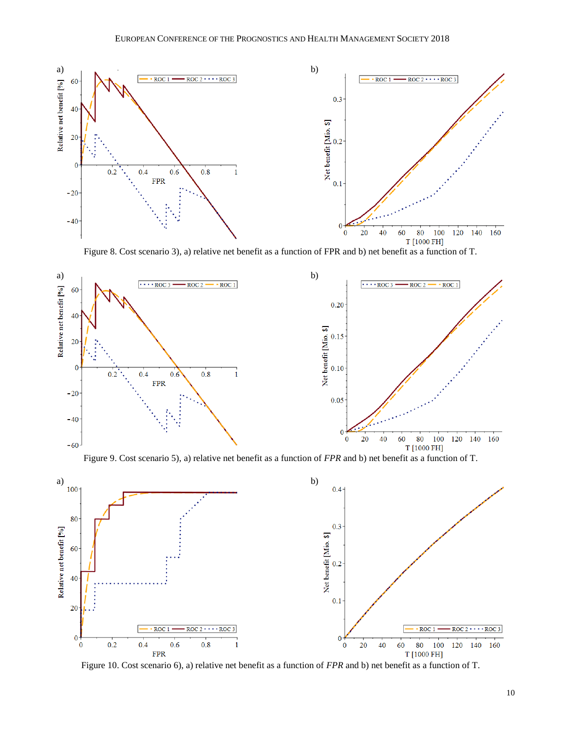Figure 8. Cost scenario 3), a) relative net benefit as a function of FPR and b) net benefit as a function of T.

Figure 9. Cost scenario 5), a) relative net benefit as a function of *FPR* and b) net benefit as a function of T.

Figure 10. Cost scenario 6), a) relative net benefit as a function of *FPR* and b) net benefit as a function of T.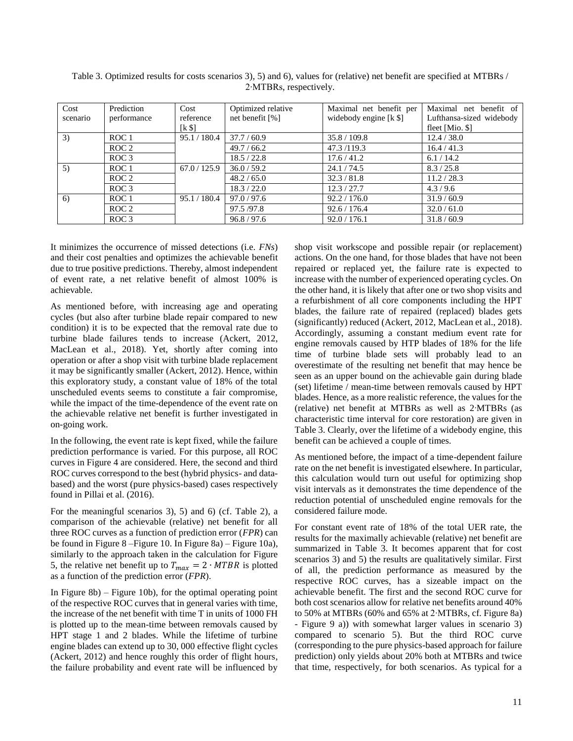Table 3. Optimized results for costs scenarios 3), 5) and 6), values for (relative) net benefit are specified at MTBRs / 2·MTBRs, respectively.

| Cost scenario | Prediction performance | Cost reference [k $] | Optimized relative net benefit [%] | Maximal net benefit per widebody engine [k $] | Maximal net benefit of Lufthansa-sized widebody fleet [Mio. $] |
|---|---|---|---|---|---|
| 3) | ROC 1 | 95.1 / 180.4 | 37.7 / 60.9 | 35.8 / 109.8 | 12.4 / 38.0 |
| | ROC 2 | | 49.7 / 66.2 | 47.3 /119.3 | 16.4 / 41.3 |
| | ROC 3 | | 18.5 / 22.8 | 17.6 / 41.2 | 6.1 / 14.2 |
| 5) | ROC 1 | 67.0 / 125.9 | 36.0 / 59.2 | 24.1 / 74.5 | 8.3 / 25.8 |
| | ROC 2 | | 48.2 / 65.0 | 32.3 / 81.8 | 11.2 / 28.3 |
| | ROC 3 | | 18.3 / 22.0 | 12.3 / 27.7 | 4.3 / 9.6 |
| 6) | ROC 1 | 95.1 / 180.4 | 97.0 / 97.6 | 92.2 / 176.0 | 31.9 / 60.9 |
| | ROC 2 | | 97.5 /97.8 | 92.6 / 176.4 | 32.0 / 61.0 |
| | ROC 3 | | 96.8 / 97.6 | 92.0 / 176.1 | 31.8 / 60.9 |

It minimizes the occurrence of missed detections (i.e. *FNs*) and their cost penalties and optimizes the achievable benefit due to true positive predictions. Thereby, almost independent of event rate, a net relative benefit of almost 100% is achievable.

As mentioned before, with increasing age and operating cycles (but also after turbine blade repair compared to new condition) it is to be expected that the removal rate due to turbine blade failures tends to increase (Ackert, 2012, MacLean et al., 2018). Yet, shortly after coming into operation or after a shop visit with turbine blade replacement it may be significantly smaller (Ackert, 2012). Hence, within this exploratory study, a constant value of 18% of the total unscheduled events seems to constitute a fair compromise, while the impact of the time-dependence of the event rate on the achievable relative net benefit is further investigated in on-going work.

In the following, the event rate is kept fixed, while the failure prediction performance is varied. For this purpose, all ROC curves in Figure 4 are considered. Here, the second and third ROC curves correspond to the best (hybrid physics- and data-based) and the worst (pure physics-based) cases respectively found in Pillai et al. (2016).

For the meaningful scenarios 3), 5) and 6) (cf. Table 2), a comparison of the achievable (relative) net benefit for all three ROC curves as a function of prediction error ($FPR$) can be found in Figure 8 –Figure 10. In Figure 8a) – Figure 10a), similarly to the approach taken in the calculation for Figure 5, the relative net benefit up to $T_{max} = 2 \cdot MTBR$ is plotted as a function of the prediction error ($FPR$).

In Figure 8b) – Figure 10b), for the optimal operating point of the respective ROC curves that in general varies with time, the increase of the net benefit with time T in units of 1000 FH is plotted up to the mean-time between removals caused by HPT stage 1 and 2 blades. While the lifetime of turbine engine blades can extend up to 30, 000 effective flight cycles (Ackert, 2012) and hence roughly this order of flight hours, the failure probability and event rate will be influenced by shop visit workscope and possible repair (or replacement) actions. On the one hand, for those blades that have not been repaired or replaced yet, the failure rate is expected to increase with the number of experienced operating cycles. On the other hand, it is likely that after one or two shop visits and a refurbishment of all core components including the HPT blades, the failure rate of repaired (replaced) blades gets (significantly) reduced (Ackert, 2012, MacLean et al., 2018). Accordingly, assuming a constant medium event rate for engine removals caused by HTP blades of 18% for the life time of turbine blade sets will probably lead to an overestimate of the resulting net benefit that may hence be seen as an upper bound on the achievable gain during blade (set) lifetime / mean-time between removals caused by HPT blades. Hence, as a more realistic reference, the values for the (relative) net benefit at MTBRs as well as 2·MTBRs (as characteristic time interval for core restoration) are given in Table 3. Clearly, over the lifetime of a widebody engine, this benefit can be achieved a couple of times.

As mentioned before, the impact of a time-dependent failure rate on the net benefit is investigated elsewhere. In particular, this calculation would turn out useful for optimizing shop visit intervals as it demonstrates the time dependence of the reduction potential of unscheduled engine removals for the considered failure mode.

For constant event rate of 18% of the total UER rate, the results for the maximally achievable (relative) net benefit are summarized in Table 3. It becomes apparent that for cost scenarios 3) and 5) the results are qualitatively similar. First of all, the prediction performance as measured by the respective ROC curves, has a sizeable impact on the achievable benefit. The first and the second ROC curve for both cost scenarios allow for relative net benefits around 40% to 50% at MTBRs (60% and 65% at 2·MTBRs, cf. Figure 8a) - Figure 9 a)) with somewhat larger values in scenario 3) compared to scenario 5). But the third ROC curve (corresponding to the pure physics-based approach for failure prediction) only yields about 20% both at MTBRs and twice that time, respectively, for both scenarios. As typical for a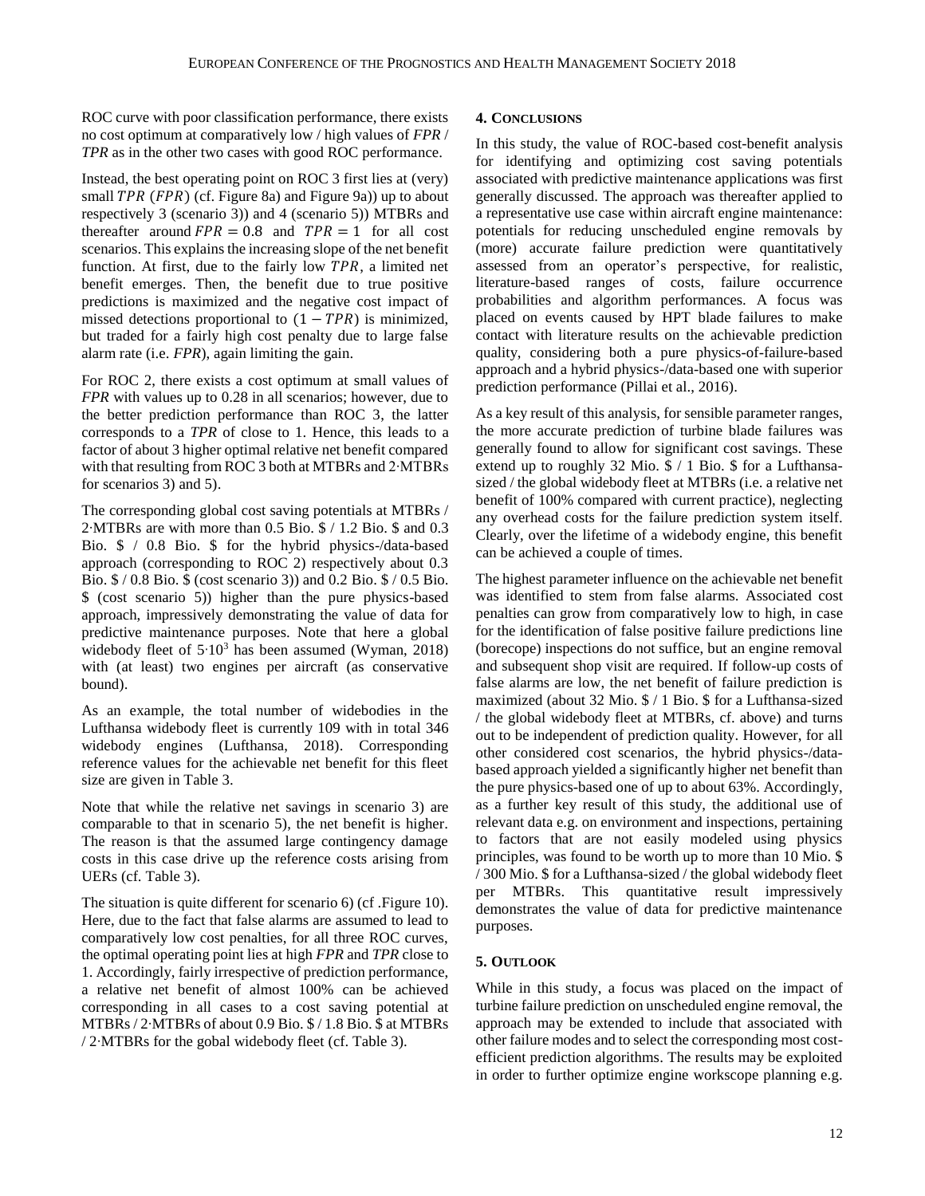ROC curve with poor classification performance, there exists no cost optimum at comparatively low / high values of *FPR* / *TPR* as in the other two cases with good ROC performance.

Instead, the best operating point on ROC 3 first lies at (very) small $TPR$ ($FPR$) (cf. Figure 8a) and Figure 9a)) up to about respectively 3 (scenario 3)) and 4 (scenario 5)) MTBRs and thereafter around $FPR = 0.8$ and $TPR = 1$ for all cost scenarios. This explains the increasing slope of the net benefit function. At first, due to the fairly low $TPR$, a limited net benefit emerges. Then, the benefit due to true positive predictions is maximized and the negative cost impact of missed detections proportional to $(1 - TPR)$ is minimized, but traded for a fairly high cost penalty due to large false alarm rate (i.e. *FPR*), again limiting the gain.

For ROC 2, there exists a cost optimum at small values of *FPR* with values up to 0.28 in all scenarios; however, due to the better prediction performance than ROC 3, the latter corresponds to a *TPR* of close to 1. Hence, this leads to a factor of about 3 higher optimal relative net benefit compared with that resulting from ROC 3 both at MTBRs and 2·MTBRs for scenarios 3) and 5).

The corresponding global cost saving potentials at MTBRs / 2·MTBRs are with more than 0.5 Bio. \$ / 1.2 Bio. \$ and 0.3 Bio. \$ / 0.8 Bio. \$ for the hybrid physics-/data-based approach (corresponding to ROC 2) respectively about 0.3 Bio. \$ / 0.8 Bio. \$ (cost scenario 3)) and 0.2 Bio. \$ / 0.5 Bio. \$ (cost scenario 5)) higher than the pure physics-based approach, impressively demonstrating the value of data for predictive maintenance purposes. Note that here a global widebody fleet of $5{\cdot}10^3$ has been assumed (Wyman, 2018) with (at least) two engines per aircraft (as conservative bound).

As an example, the total number of widebodies in the Lufthansa widebody fleet is currently 109 with in total 346 widebody engines (Lufthansa, 2018). Corresponding reference values for the achievable net benefit for this fleet size are given in Table 3.

Note that while the relative net savings in scenario 3) are comparable to that in scenario 5), the net benefit is higher. The reason is that the assumed large contingency damage costs in this case drive up the reference costs arising from UERs (cf. Table 3).

The situation is quite different for scenario 6) (cf .Figure 10). Here, due to the fact that false alarms are assumed to lead to comparatively low cost penalties, for all three ROC curves, the optimal operating point lies at high *FPR* and *TPR* close to 1. Accordingly, fairly irrespective of prediction performance, a relative net benefit of almost 100% can be achieved corresponding in all cases to a cost saving potential at MTBRs / 2·MTBRs of about 0.9 Bio. \$ / 1.8 Bio. \$ at MTBRs / 2·MTBRs for the gobal widebody fleet (cf. Table 3).

## 4. Conclusions

In this study, the value of ROC-based cost-benefit analysis for identifying and optimizing cost saving potentials associated with predictive maintenance applications was first generally discussed. The approach was thereafter applied to a representative use case within aircraft engine maintenance: potentials for reducing unscheduled engine removals by (more) accurate failure prediction were quantitatively assessed from an operator's perspective, for realistic, literature-based ranges of costs, failure occurrence probabilities and algorithm performances. A focus was placed on events caused by HPT blade failures to make contact with literature results on the achievable prediction quality, considering both a pure physics-of-failure-based approach and a hybrid physics-/data-based one with superior prediction performance (Pillai et al., 2016).

As a key result of this analysis, for sensible parameter ranges, the more accurate prediction of turbine blade failures was generally found to allow for significant cost savings. These extend up to roughly 32 Mio. \$ / 1 Bio. \$ for a Lufthansa-sized / the global widebody fleet at MTBRs (i.e. a relative net benefit of 100% compared with current practice), neglecting any overhead costs for the failure prediction system itself. Clearly, over the lifetime of a widebody engine, this benefit can be achieved a couple of times.

The highest parameter influence on the achievable net benefit was identified to stem from false alarms. Associated cost penalties can grow from comparatively low to high, in case for the identification of false positive failure predictions line (borecope) inspections do not suffice, but an engine removal and subsequent shop visit are required. If follow-up costs of false alarms are low, the net benefit of failure prediction is maximized (about 32 Mio. \$ / 1 Bio. \$ for a Lufthansa-sized / the global widebody fleet at MTBRs, cf. above) and turns out to be independent of prediction quality. However, for all other considered cost scenarios, the hybrid physics-/data-based approach yielded a significantly higher net benefit than the pure physics-based one of up to about 63%. Accordingly, as a further key result of this study, the additional use of relevant data e.g. on environment and inspections, pertaining to factors that are not easily modeled using physics principles, was found to be worth up to more than 10 Mio. \$ / 300 Mio. \$ for a Lufthansa-sized / the global widebody fleet per MTBRs. This quantitative result impressively demonstrates the value of data for predictive maintenance purposes.

## 5. Outlook

While in this study, a focus was placed on the impact of turbine failure prediction on unscheduled engine removal, the approach may be extended to include that associated with other failure modes and to select the corresponding most cost-efficient prediction algorithms. The results may be exploited in order to further optimize engine workscope planning e.g.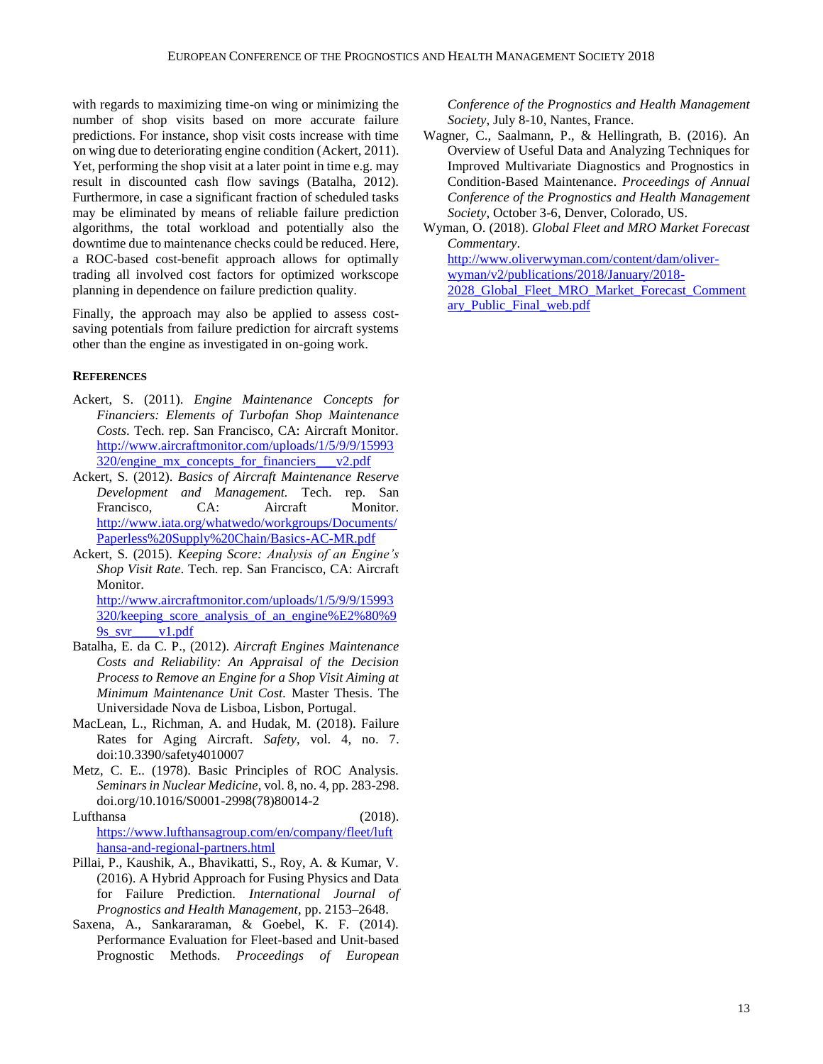with regards to maximizing time-on wing or minimizing the number of shop visits based on more accurate failure predictions. For instance, shop visit costs increase with time on wing due to deteriorating engine condition (Ackert, 2011). Yet, performing the shop visit at a later point in time e.g. may result in discounted cash flow savings (Batalha, 2012). Furthermore, in case a significant fraction of scheduled tasks may be eliminated by means of reliable failure prediction algorithms, the total workload and potentially also the downtime due to maintenance checks could be reduced. Here, a ROC-based cost-benefit approach allows for optimally trading all involved cost factors for optimized workscope planning in dependence on failure prediction quality.

Finally, the approach may also be applied to assess cost-saving potentials from failure prediction for aircraft systems other than the engine as investigated in on-going work.

## REFERENCES

Ackert, S. (2011). *Engine Maintenance Concepts for Financiers: Elements of Turbofan Shop Maintenance Costs*. Tech. rep. San Francisco, CA: Aircraft Monitor. http://www.aircraftmonitor.com/uploads/1/5/9/9/15993320/engine_mx_concepts_for_financiers___v2.pdf

Ackert, S. (2012). *Basics of Aircraft Maintenance Reserve Development and Management.* Tech. rep. San Francisco, CA: Aircraft Monitor. http://www.iata.org/whatwedo/workgroups/Documents/Paperless%20Supply%20Chain/Basics-AC-MR.pdf

Ackert, S. (2015). *Keeping Score: Analysis of an Engine's Shop Visit Rate*. Tech. rep. San Francisco, CA: Aircraft Monitor. http://www.aircraftmonitor.com/uploads/1/5/9/9/15993320/keeping_score_analysis_of_an_engine%E2%80%99s_svr____v1.pdf

Batalha, E. da C. P., (2012). *Aircraft Engines Maintenance Costs and Reliability: An Appraisal of the Decision Process to Remove an Engine for a Shop Visit Aiming at Minimum Maintenance Unit Cost.* Master Thesis. The Universidade Nova de Lisboa, Lisbon, Portugal.

MacLean, L., Richman, A. and Hudak, M. (2018). Failure Rates for Aging Aircraft. *Safety*, vol. 4, no. 7. doi:10.3390/safety4010007

Metz, C. E.. (1978). Basic Principles of ROC Analysis. *Seminars in Nuclear Medicine*, vol. 8, no. 4, pp. 283-298. doi.org/10.1016/S0001-2998(78)80014-2

Lufthansa (2018). https://www.lufthansagroup.com/en/company/fleet/lufthansa-and-regional-partners.html

Pillai, P., Kaushik, A., Bhavikatti, S., Roy, A. & Kumar, V. (2016). A Hybrid Approach for Fusing Physics and Data for Failure Prediction. *International Journal of Prognostics and Health Management*, pp. 2153–2648.

Saxena, A., Sankararaman, & Goebel, K. F. (2014). Performance Evaluation for Fleet-based and Unit-based Prognostic Methods. *Proceedings of European Conference of the Prognostics and Health Management Society*, July 8-10, Nantes, France.

Wagner, C., Saalmann, P., & Hellingrath, B. (2016). An Overview of Useful Data and Analyzing Techniques for Improved Multivariate Diagnostics and Prognostics in Condition-Based Maintenance. *Proceedings of Annual Conference of the Prognostics and Health Management Society*, October 3-6, Denver, Colorado, US.

Wyman, O. (2018). *Global Fleet and MRO Market Forecast Commentary*. http://www.oliverwyman.com/content/dam/oliver-wyman/v2/publications/2018/January/2018-2028_Global_Fleet_MRO_Market_Forecast_Commentary_Public_Final_web.pdf